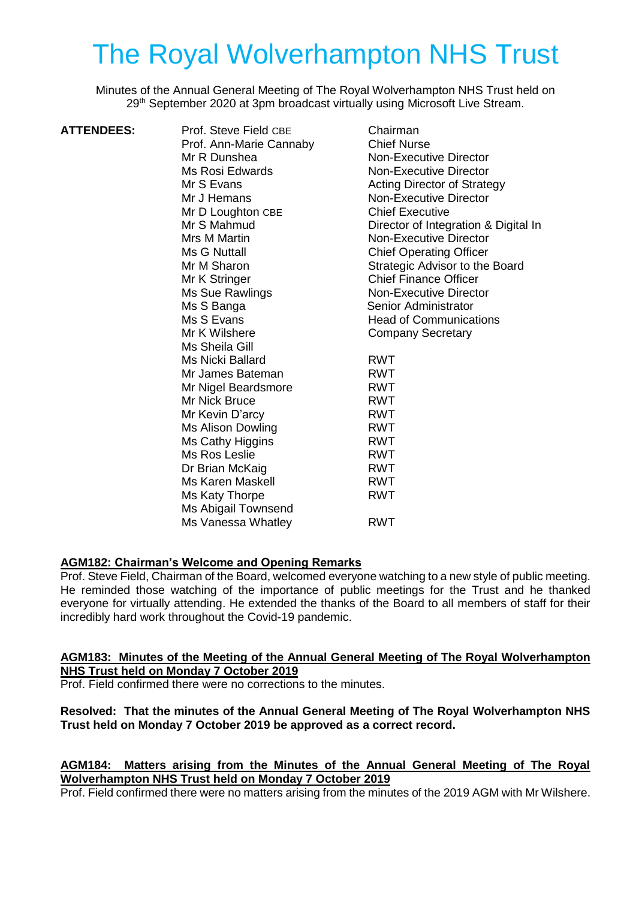# The Royal Wolverhampton NHS Trust

Minutes of the Annual General Meeting of The Royal Wolverhampton NHS Trust held on 29th September 2020 at 3pm broadcast virtually using Microsoft Live Stream.

| ATTENDEES: | | |
|---|---|---|
| | Prof. Steve Field CBE | Chairman |
| | Prof. Ann-Marie Cannaby | Chief Nurse |
| | Mr R Dunshea | Non-Executive Director |
| | Ms Rosi Edwards | Non-Executive Director |
| | Mr S Evans | Acting Director of Strategy |
| | Mr J Hemans | Non-Executive Director |
| | Mr D Loughton CBE | Chief Executive |
| | Mr S Mahmud | Director of Integration & Digital In |
| | Mrs M Martin | Non-Executive Director |
| | Ms G Nuttall | Chief Operating Officer |
| | Mr M Sharon | Strategic Advisor to the Board |
| | Mr K Stringer | Chief Finance Officer |
| | Ms Sue Rawlings | Non-Executive Director |
| | Ms S Banga | Senior Administrator |
| | Ms S Evans | Head of Communications |
| | Mr K Wilshere | Company Secretary |
| | Ms Sheila Gill | |
| | Ms Nicki Ballard | RWT |
| | Mr James Bateman | RWT |
| | Mr Nigel Beardsmore | RWT |
| | Mr Nick Bruce | RWT |
| | Mr Kevin D'arcy | RWT |
| | Ms Alison Dowling | RWT |
| | Ms Cathy Higgins | RWT |
| | Ms Ros Leslie | RWT |
| | Dr Brian McKaig | RWT |
| | Ms Karen Maskell | RWT |
| | Ms Katy Thorpe | RWT |
| | Ms Abigail Townsend | |
| | Ms Vanessa Whatley | RWT |

## AGM182: Chairman's Welcome and Opening Remarks

Prof. Steve Field, Chairman of the Board, welcomed everyone watching to a new style of public meeting. He reminded those watching of the importance of public meetings for the Trust and he thanked everyone for virtually attending. He extended the thanks of the Board to all members of staff for their incredibly hard work throughout the Covid-19 pandemic.

## AGM183: Minutes of the Meeting of the Annual General Meeting of The Royal Wolverhampton NHS Trust held on Monday 7 October 2019

Prof. Field confirmed there were no corrections to the minutes.

**Resolved: That the minutes of the Annual General Meeting of The Royal Wolverhampton NHS Trust held on Monday 7 October 2019 be approved as a correct record.**

## AGM184: Matters arising from the Minutes of the Annual General Meeting of The Royal Wolverhampton NHS Trust held on Monday 7 October 2019

Prof. Field confirmed there were no matters arising from the minutes of the 2019 AGM with Mr Wilshere.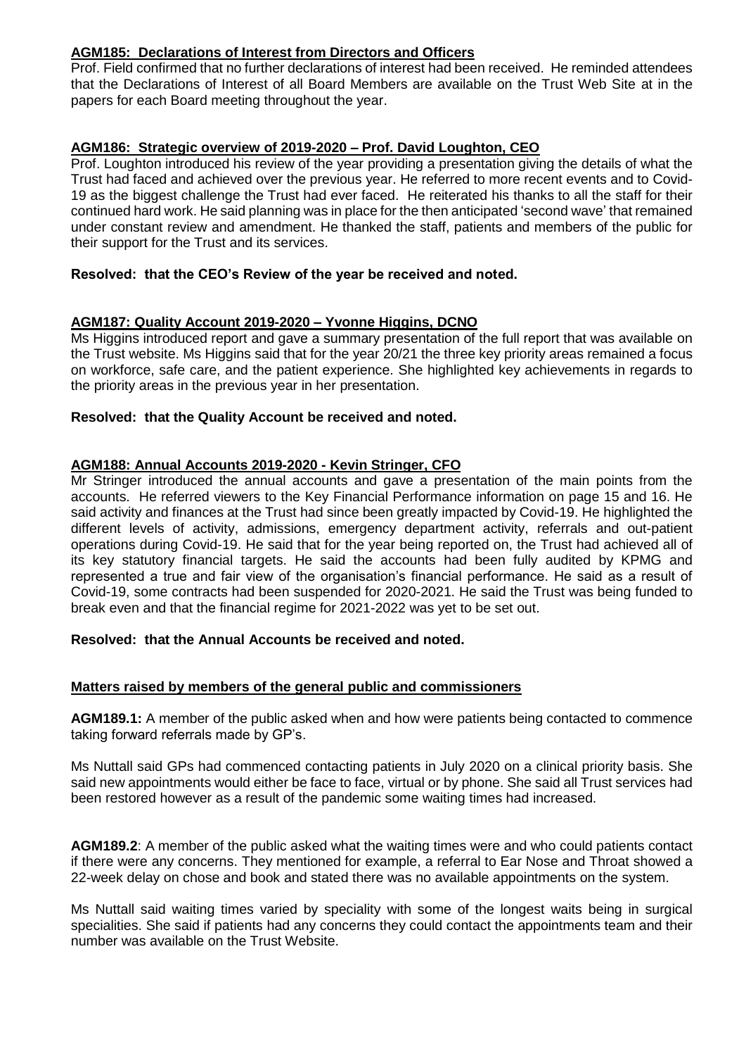**AGM185: Declarations of Interest from Directors and Officers**

Prof. Field confirmed that no further declarations of interest had been received. He reminded attendees that the Declarations of Interest of all Board Members are available on the Trust Web Site at in the papers for each Board meeting throughout the year.

**AGM186: Strategic overview of 2019-2020 – Prof. David Loughton, CEO**

Prof. Loughton introduced his review of the year providing a presentation giving the details of what the Trust had faced and achieved over the previous year. He referred to more recent events and to Covid-19 as the biggest challenge the Trust had ever faced. He reiterated his thanks to all the staff for their continued hard work. He said planning was in place for the then anticipated 'second wave' that remained under constant review and amendment. He thanked the staff, patients and members of the public for their support for the Trust and its services.

**Resolved: that the CEO's Review of the year be received and noted.**

**AGM187: Quality Account 2019-2020 – Yvonne Higgins, DCNO**

Ms Higgins introduced report and gave a summary presentation of the full report that was available on the Trust website. Ms Higgins said that for the year 20/21 the three key priority areas remained a focus on workforce, safe care, and the patient experience. She highlighted key achievements in regards to the priority areas in the previous year in her presentation.

**Resolved: that the Quality Account be received and noted.**

**AGM188: Annual Accounts 2019-2020 - Kevin Stringer, CFO**

Mr Stringer introduced the annual accounts and gave a presentation of the main points from the accounts. He referred viewers to the Key Financial Performance information on page 15 and 16. He said activity and finances at the Trust had since been greatly impacted by Covid-19. He highlighted the different levels of activity, admissions, emergency department activity, referrals and out-patient operations during Covid-19. He said that for the year being reported on, the Trust had achieved all of its key statutory financial targets. He said the accounts had been fully audited by KPMG and represented a true and fair view of the organisation's financial performance. He said as a result of Covid-19, some contracts had been suspended for 2020-2021. He said the Trust was being funded to break even and that the financial regime for 2021-2022 was yet to be set out.

**Resolved: that the Annual Accounts be received and noted.**

**Matters raised by members of the general public and commissioners**

**AGM189.1:** A member of the public asked when and how were patients being contacted to commence taking forward referrals made by GP's.

Ms Nuttall said GPs had commenced contacting patients in July 2020 on a clinical priority basis. She said new appointments would either be face to face, virtual or by phone. She said all Trust services had been restored however as a result of the pandemic some waiting times had increased.

**AGM189.2**: A member of the public asked what the waiting times were and who could patients contact if there were any concerns. They mentioned for example, a referral to Ear Nose and Throat showed a 22-week delay on chose and book and stated there was no available appointments on the system.

Ms Nuttall said waiting times varied by speciality with some of the longest waits being in surgical specialities. She said if patients had any concerns they could contact the appointments team and their number was available on the Trust Website.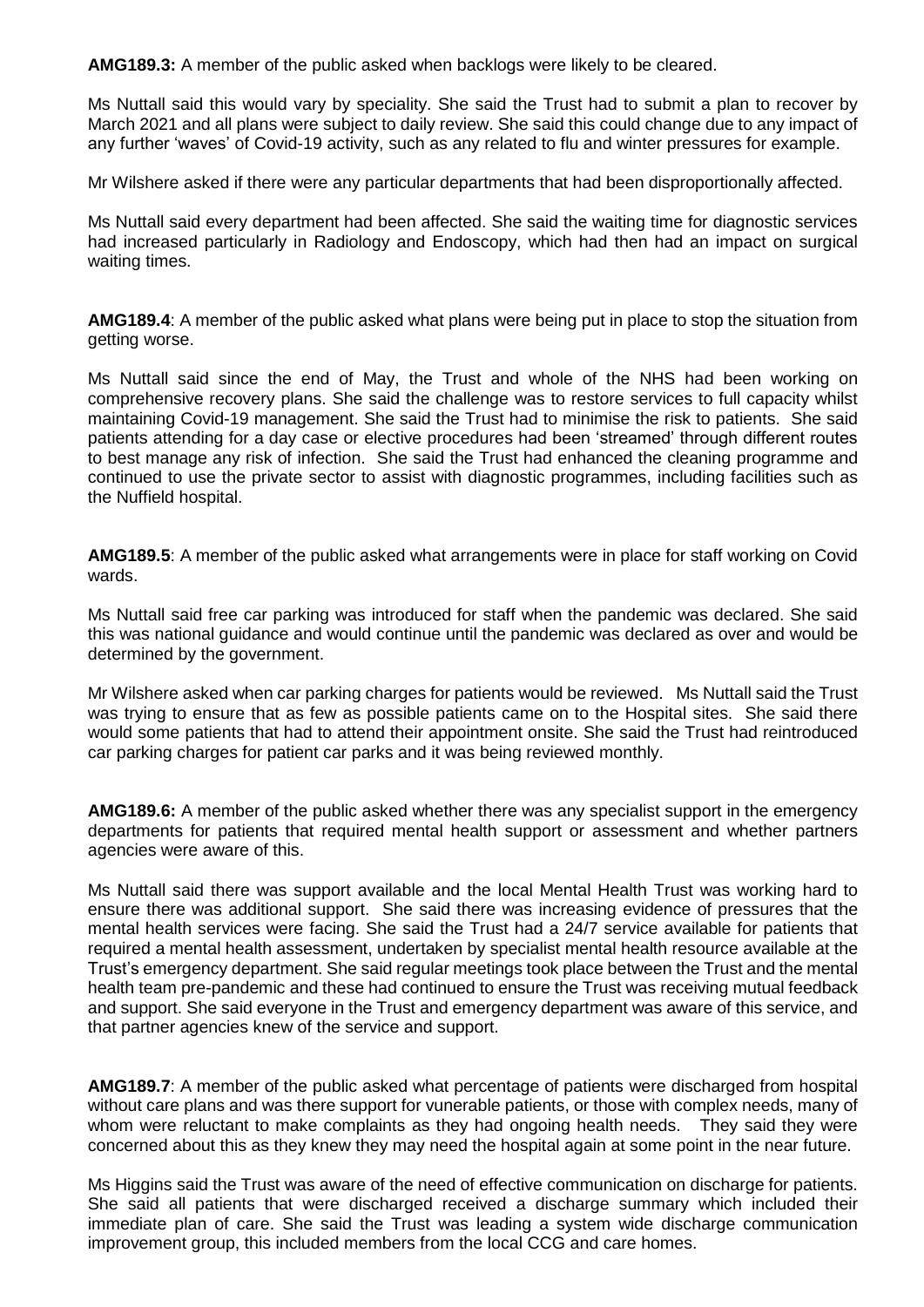**AMG189.3:** A member of the public asked when backlogs were likely to be cleared.

Ms Nuttall said this would vary by speciality. She said the Trust had to submit a plan to recover by March 2021 and all plans were subject to daily review. She said this could change due to any impact of any further 'waves' of Covid-19 activity, such as any related to flu and winter pressures for example.

Mr Wilshere asked if there were any particular departments that had been disproportionally affected.

Ms Nuttall said every department had been affected. She said the waiting time for diagnostic services had increased particularly in Radiology and Endoscopy, which had then had an impact on surgical waiting times.

**AMG189.4**: A member of the public asked what plans were being put in place to stop the situation from getting worse.

Ms Nuttall said since the end of May, the Trust and whole of the NHS had been working on comprehensive recovery plans. She said the challenge was to restore services to full capacity whilst maintaining Covid-19 management. She said the Trust had to minimise the risk to patients. She said patients attending for a day case or elective procedures had been 'streamed' through different routes to best manage any risk of infection. She said the Trust had enhanced the cleaning programme and continued to use the private sector to assist with diagnostic programmes, including facilities such as the Nuffield hospital.

**AMG189.5**: A member of the public asked what arrangements were in place for staff working on Covid wards.

Ms Nuttall said free car parking was introduced for staff when the pandemic was declared. She said this was national guidance and would continue until the pandemic was declared as over and would be determined by the government.

Mr Wilshere asked when car parking charges for patients would be reviewed. Ms Nuttall said the Trust was trying to ensure that as few as possible patients came on to the Hospital sites. She said there would some patients that had to attend their appointment onsite. She said the Trust had reintroduced car parking charges for patient car parks and it was being reviewed monthly.

**AMG189.6:** A member of the public asked whether there was any specialist support in the emergency departments for patients that required mental health support or assessment and whether partners agencies were aware of this.

Ms Nuttall said there was support available and the local Mental Health Trust was working hard to ensure there was additional support. She said there was increasing evidence of pressures that the mental health services were facing. She said the Trust had a 24/7 service available for patients that required a mental health assessment, undertaken by specialist mental health resource available at the Trust's emergency department. She said regular meetings took place between the Trust and the mental health team pre-pandemic and these had continued to ensure the Trust was receiving mutual feedback and support. She said everyone in the Trust and emergency department was aware of this service, and that partner agencies knew of the service and support.

**AMG189.7**: A member of the public asked what percentage of patients were discharged from hospital without care plans and was there support for vunerable patients, or those with complex needs, many of whom were reluctant to make complaints as they had ongoing health needs. They said they were concerned about this as they knew they may need the hospital again at some point in the near future.

Ms Higgins said the Trust was aware of the need of effective communication on discharge for patients. She said all patients that were discharged received a discharge summary which included their immediate plan of care. She said the Trust was leading a system wide discharge communication improvement group, this included members from the local CCG and care homes.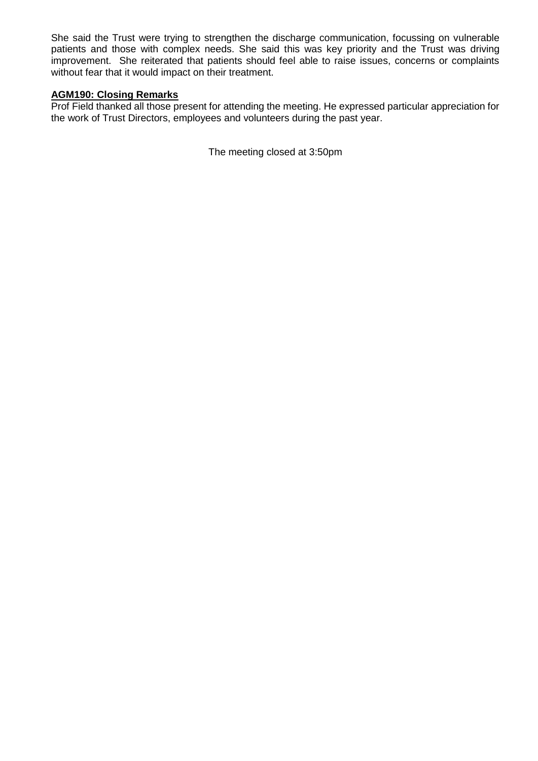She said the Trust were trying to strengthen the discharge communication, focussing on vulnerable patients and those with complex needs. She said this was key priority and the Trust was driving improvement. She reiterated that patients should feel able to raise issues, concerns or complaints without fear that it would impact on their treatment.

**AGM190: Closing Remarks**

Prof Field thanked all those present for attending the meeting. He expressed particular appreciation for the work of Trust Directors, employees and volunteers during the past year.

The meeting closed at 3:50pm